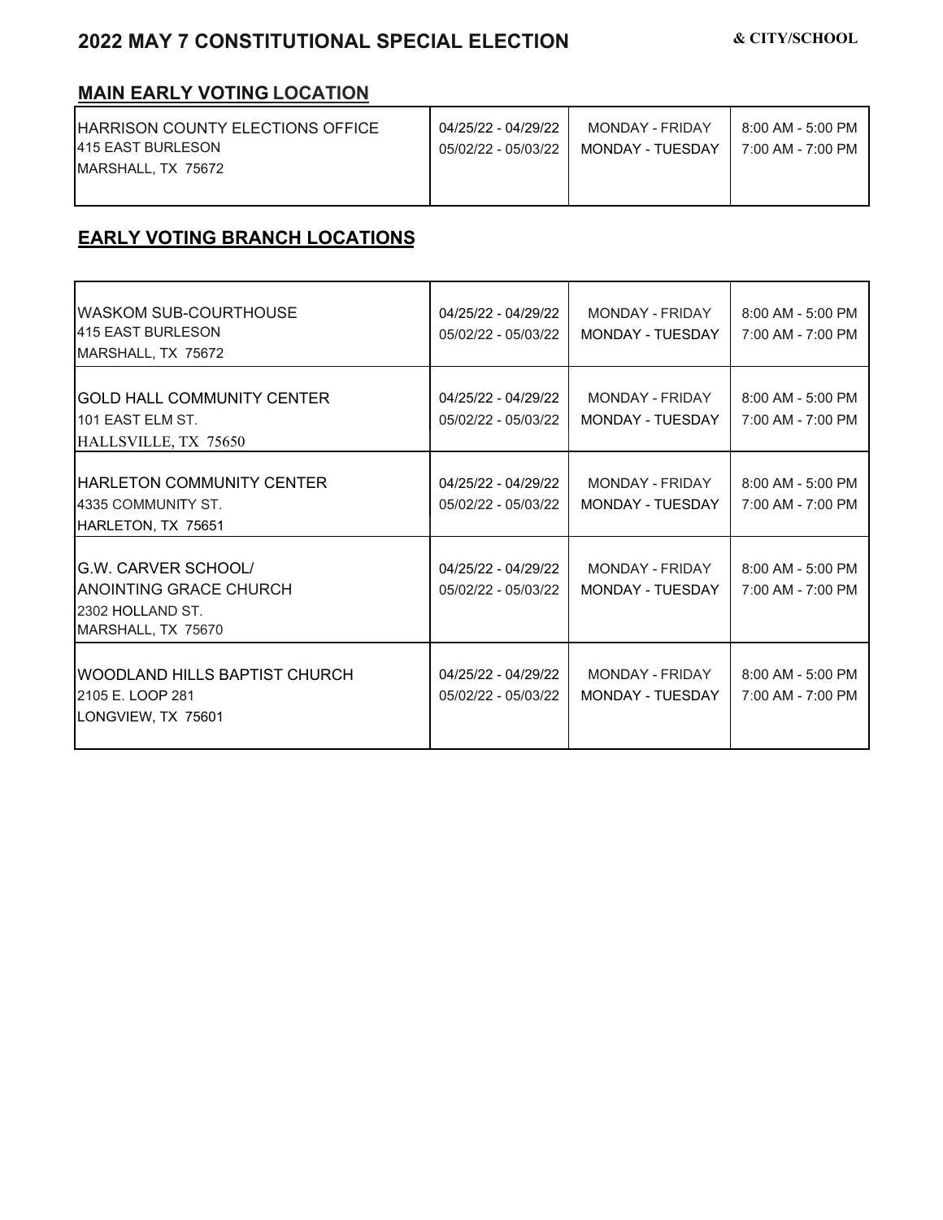# 2022 MAY 7 CONSTITUTIONAL SPECIAL ELECTION & CITY/SCHOOL

## MAIN EARLY VOTING LOCATION

| Location | Dates | Days | Hours |
|---|---|---|---|
| HARRISON COUNTY ELECTIONS OFFICE<br>415 EAST BURLESON<br>MARSHALL, TX 75672 | 04/25/22 - 04/29/22<br>05/02/22 - 05/03/22 | MONDAY - FRIDAY<br>MONDAY - TUESDAY | 8:00 AM - 5:00 PM<br>7:00 AM - 7:00 PM |

## EARLY VOTING BRANCH LOCATIONS

| Location | Dates | Days | Hours |
|---|---|---|---|
| WASKOM SUB-COURTHOUSE<br>415 EAST BURLESON<br>MARSHALL, TX 75672 | 04/25/22 - 04/29/22<br>05/02/22 - 05/03/22 | MONDAY - FRIDAY<br>MONDAY - TUESDAY | 8:00 AM - 5:00 PM<br>7:00 AM - 7:00 PM |
| GOLD HALL COMMUNITY CENTER<br>101 EAST ELM ST.<br>HALLSVILLE, TX 75650 | 04/25/22 - 04/29/22<br>05/02/22 - 05/03/22 | MONDAY - FRIDAY<br>MONDAY - TUESDAY | 8:00 AM - 5:00 PM<br>7:00 AM - 7:00 PM |
| HARLETON COMMUNITY CENTER<br>4335 COMMUNITY ST.<br>HARLETON, TX 75651 | 04/25/22 - 04/29/22<br>05/02/22 - 05/03/22 | MONDAY - FRIDAY<br>MONDAY - TUESDAY | 8:00 AM - 5:00 PM<br>7:00 AM - 7:00 PM |
| G.W. CARVER SCHOOL/<br>ANOINTING GRACE CHURCH<br>2302 HOLLAND ST.<br>MARSHALL, TX 75670 | 04/25/22 - 04/29/22<br>05/02/22 - 05/03/22 | MONDAY - FRIDAY<br>MONDAY - TUESDAY | 8:00 AM - 5:00 PM<br>7:00 AM - 7:00 PM |
| WOODLAND HILLS BAPTIST CHURCH<br>2105 E. LOOP 281<br>LONGVIEW, TX 75601 | 04/25/22 - 04/29/22<br>05/02/22 - 05/03/22 | MONDAY - FRIDAY<br>MONDAY - TUESDAY | 8:00 AM - 5:00 PM<br>7:00 AM - 7:00 PM |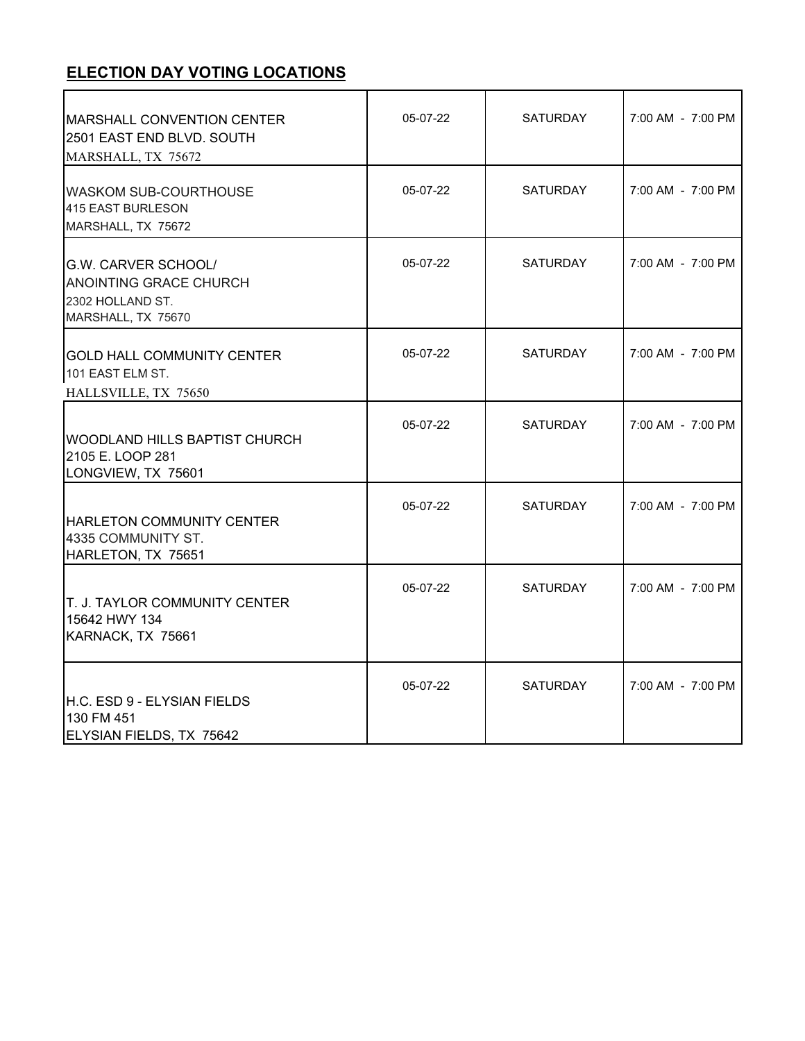## ELECTION DAY VOTING LOCATIONS

| Location | Date | Day | Hours |
|---|---|---|---|
| MARSHALL CONVENTION CENTER<br>2501 EAST END BLVD. SOUTH<br>MARSHALL, TX 75672 | 05-07-22 | SATURDAY | 7:00 AM - 7:00 PM |
| WASKOM SUB-COURTHOUSE<br>415 EAST BURLESON<br>MARSHALL, TX 75672 | 05-07-22 | SATURDAY | 7:00 AM - 7:00 PM |
| G.W. CARVER SCHOOL/<br>ANOINTING GRACE CHURCH<br>2302 HOLLAND ST.<br>MARSHALL, TX 75670 | 05-07-22 | SATURDAY | 7:00 AM - 7:00 PM |
| GOLD HALL COMMUNITY CENTER<br>101 EAST ELM ST.<br>HALLSVILLE, TX 75650 | 05-07-22 | SATURDAY | 7:00 AM - 7:00 PM |
| WOODLAND HILLS BAPTIST CHURCH<br>2105 E. LOOP 281<br>LONGVIEW, TX 75601 | 05-07-22 | SATURDAY | 7:00 AM - 7:00 PM |
| HARLETON COMMUNITY CENTER<br>4335 COMMUNITY ST.<br>HARLETON, TX 75651 | 05-07-22 | SATURDAY | 7:00 AM - 7:00 PM |
| T. J. TAYLOR COMMUNITY CENTER<br>15642 HWY 134<br>KARNACK, TX 75661 | 05-07-22 | SATURDAY | 7:00 AM - 7:00 PM |
| H.C. ESD 9 - ELYSIAN FIELDS<br>130 FM 451<br>ELYSIAN FIELDS, TX 75642 | 05-07-22 | SATURDAY | 7:00 AM - 7:00 PM |